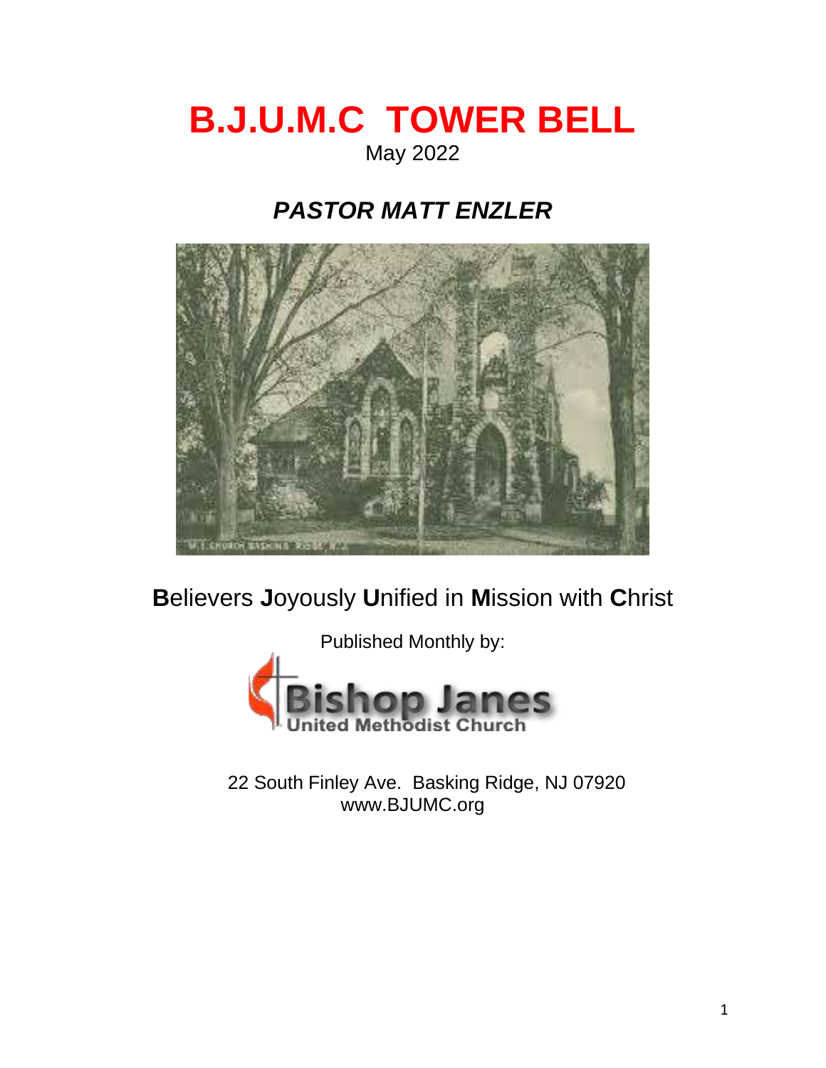# B.J.U.M.C  TOWER BELL

May 2022

## *PASTOR MATT ENZLER*

**B**elievers **J**oyously **U**nified in **M**ission with **C**hrist

Published Monthly by:

Bishop Janes
United Methodist Church

22 South Finley Ave.  Basking Ridge, NJ 07920
www.BJUMC.org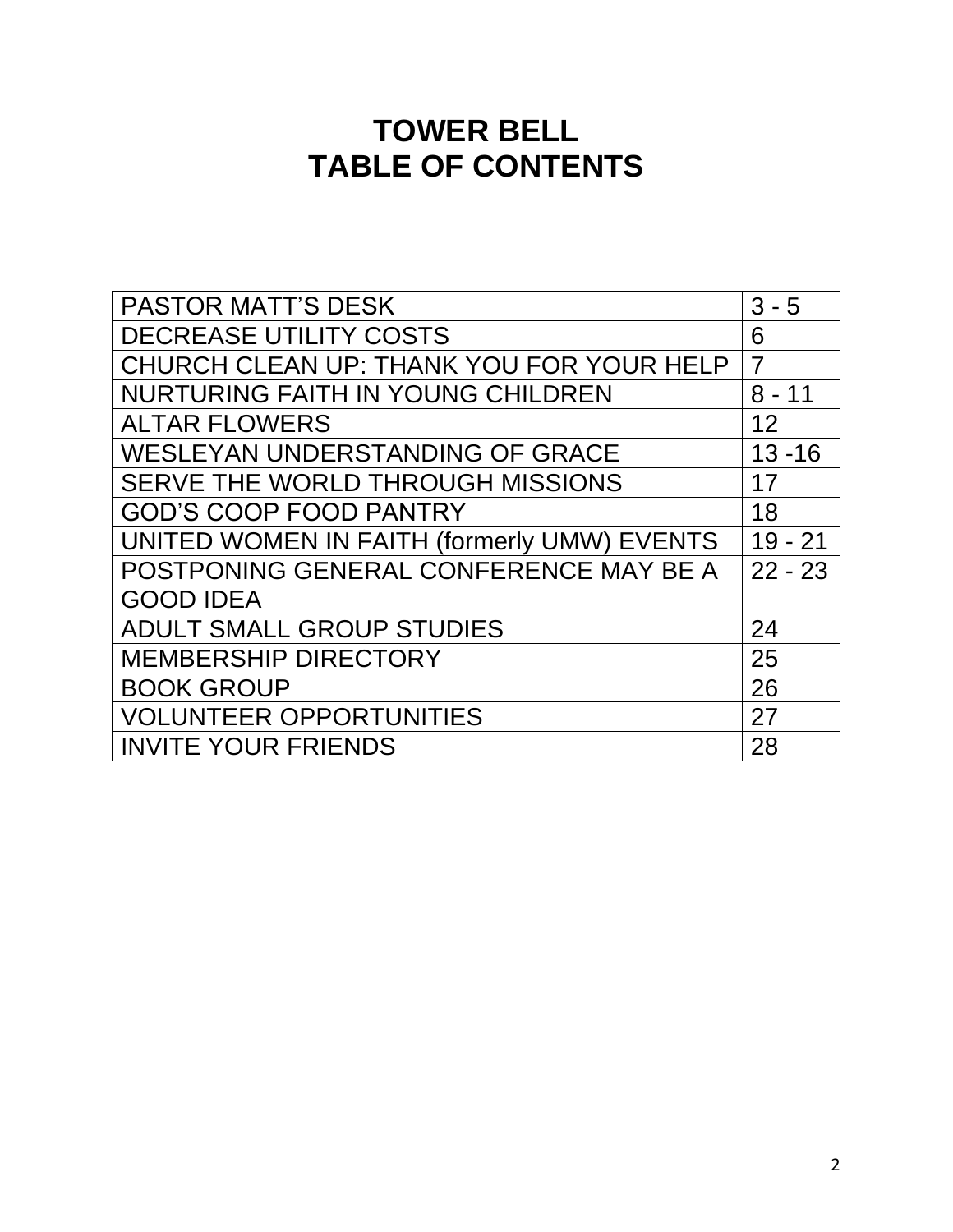# TOWER BELL
# TABLE OF CONTENTS

| | |
|---|---|
| PASTOR MATT'S DESK | 3 - 5 |
| DECREASE UTILITY COSTS | 6 |
| CHURCH CLEAN UP: THANK YOU FOR YOUR HELP | 7 |
| NURTURING FAITH IN YOUNG CHILDREN | 8 - 11 |
| ALTAR FLOWERS | 12 |
| WESLEYAN UNDERSTANDING OF GRACE | 13 -16 |
| SERVE THE WORLD THROUGH MISSIONS | 17 |
| GOD'S COOP FOOD PANTRY | 18 |
| UNITED WOMEN IN FAITH (formerly UMW) EVENTS | 19 - 21 |
| POSTPONING GENERAL CONFERENCE MAY BE A GOOD IDEA | 22 - 23 |
| ADULT SMALL GROUP STUDIES | 24 |
| MEMBERSHIP DIRECTORY | 25 |
| BOOK GROUP | 26 |
| VOLUNTEER OPPORTUNITIES | 27 |
| INVITE YOUR FRIENDS | 28 |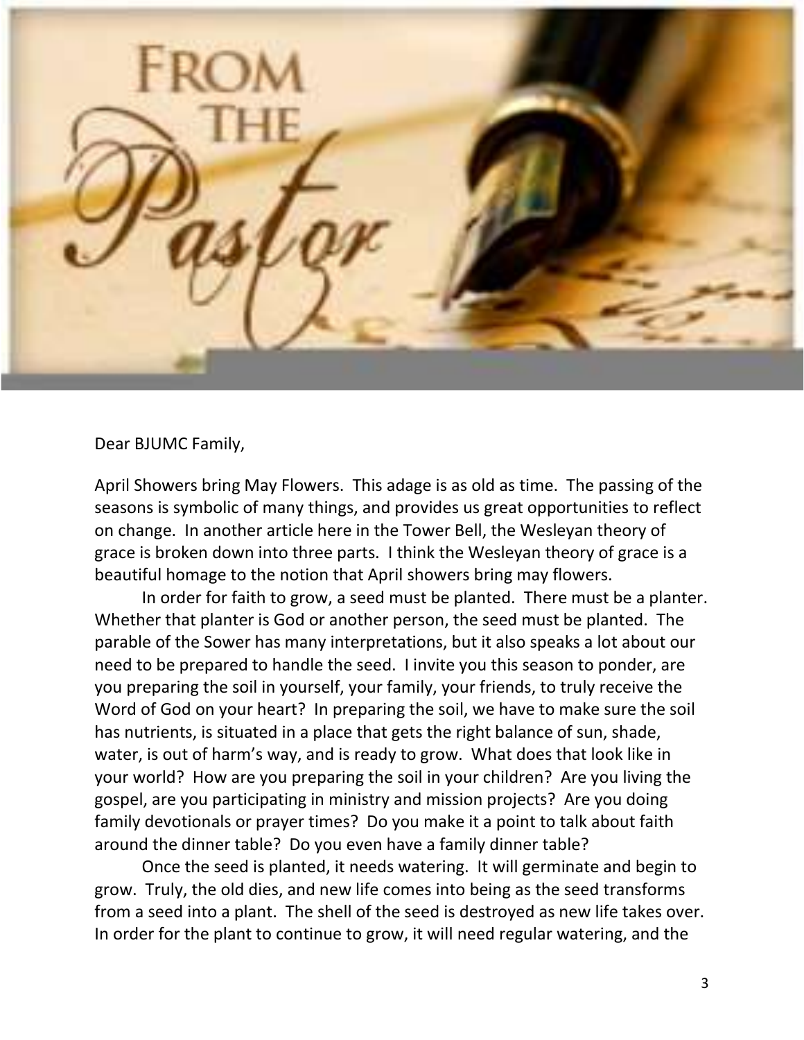# From the Pastor

Dear BJUMC Family,

April Showers bring May Flowers. This adage is as old as time. The passing of the seasons is symbolic of many things, and provides us great opportunities to reflect on change. In another article here in the Tower Bell, the Wesleyan theory of grace is broken down into three parts. I think the Wesleyan theory of grace is a beautiful homage to the notion that April showers bring may flowers.

In order for faith to grow, a seed must be planted. There must be a planter. Whether that planter is God or another person, the seed must be planted. The parable of the Sower has many interpretations, but it also speaks a lot about our need to be prepared to handle the seed. I invite you this season to ponder, are you preparing the soil in yourself, your family, your friends, to truly receive the Word of God on your heart? In preparing the soil, we have to make sure the soil has nutrients, is situated in a place that gets the right balance of sun, shade, water, is out of harm's way, and is ready to grow. What does that look like in your world? How are you preparing the soil in your children? Are you living the gospel, are you participating in ministry and mission projects? Are you doing family devotionals or prayer times? Do you make it a point to talk about faith around the dinner table? Do you even have a family dinner table?

Once the seed is planted, it needs watering. It will germinate and begin to grow. Truly, the old dies, and new life comes into being as the seed transforms from a seed into a plant. The shell of the seed is destroyed as new life takes over. In order for the plant to continue to grow, it will need regular watering, and the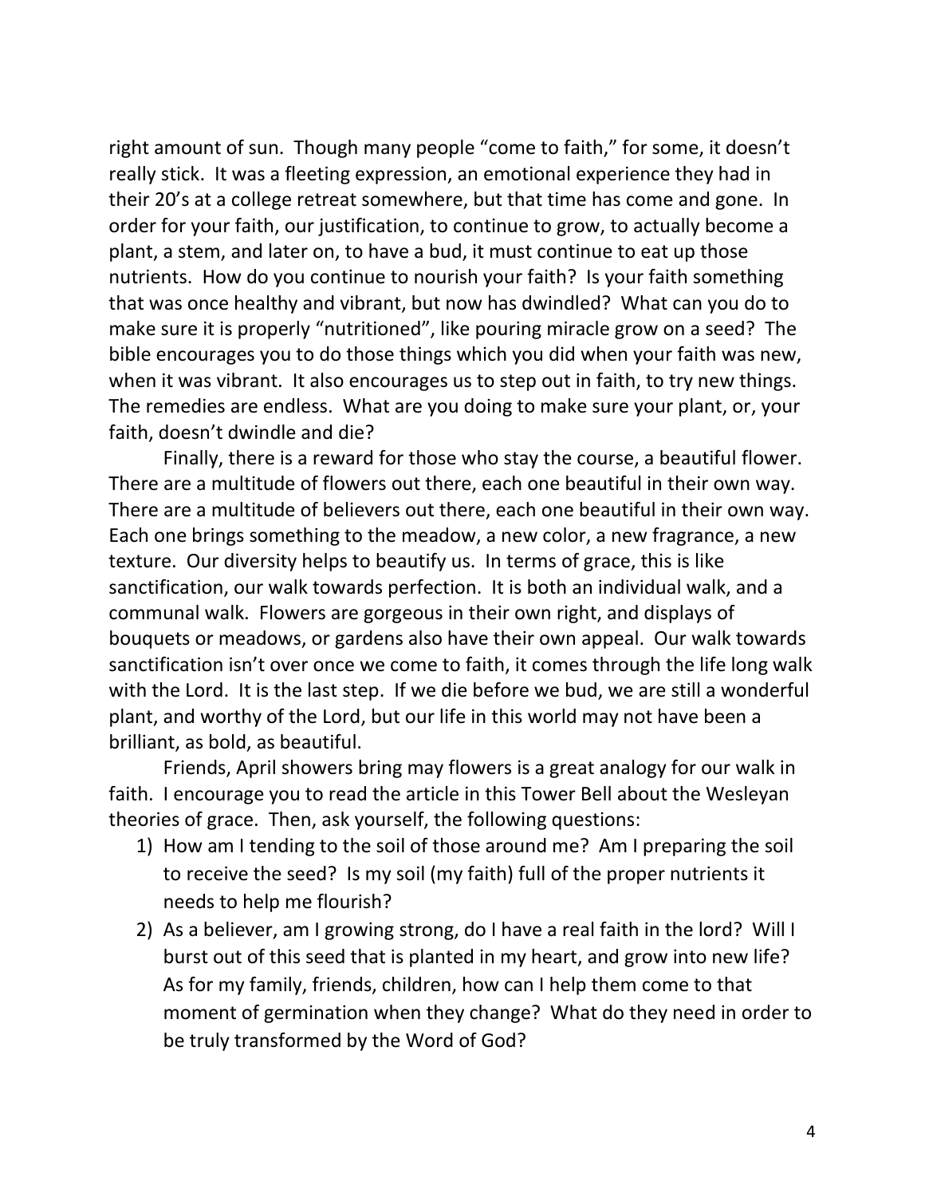right amount of sun. Though many people "come to faith," for some, it doesn't really stick. It was a fleeting expression, an emotional experience they had in their 20's at a college retreat somewhere, but that time has come and gone. In order for your faith, our justification, to continue to grow, to actually become a plant, a stem, and later on, to have a bud, it must continue to eat up those nutrients. How do you continue to nourish your faith? Is your faith something that was once healthy and vibrant, but now has dwindled? What can you do to make sure it is properly "nutritioned", like pouring miracle grow on a seed? The bible encourages you to do those things which you did when your faith was new, when it was vibrant. It also encourages us to step out in faith, to try new things. The remedies are endless. What are you doing to make sure your plant, or, your faith, doesn't dwindle and die?

Finally, there is a reward for those who stay the course, a beautiful flower. There are a multitude of flowers out there, each one beautiful in their own way. There are a multitude of believers out there, each one beautiful in their own way. Each one brings something to the meadow, a new color, a new fragrance, a new texture. Our diversity helps to beautify us. In terms of grace, this is like sanctification, our walk towards perfection. It is both an individual walk, and a communal walk. Flowers are gorgeous in their own right, and displays of bouquets or meadows, or gardens also have their own appeal. Our walk towards sanctification isn't over once we come to faith, it comes through the life long walk with the Lord. It is the last step. If we die before we bud, we are still a wonderful plant, and worthy of the Lord, but our life in this world may not have been a brilliant, as bold, as beautiful.

Friends, April showers bring may flowers is a great analogy for our walk in faith. I encourage you to read the article in this Tower Bell about the Wesleyan theories of grace. Then, ask yourself, the following questions:

1) How am I tending to the soil of those around me? Am I preparing the soil to receive the seed? Is my soil (my faith) full of the proper nutrients it needs to help me flourish?
2) As a believer, am I growing strong, do I have a real faith in the lord? Will I burst out of this seed that is planted in my heart, and grow into new life? As for my family, friends, children, how can I help them come to that moment of germination when they change? What do they need in order to be truly transformed by the Word of God?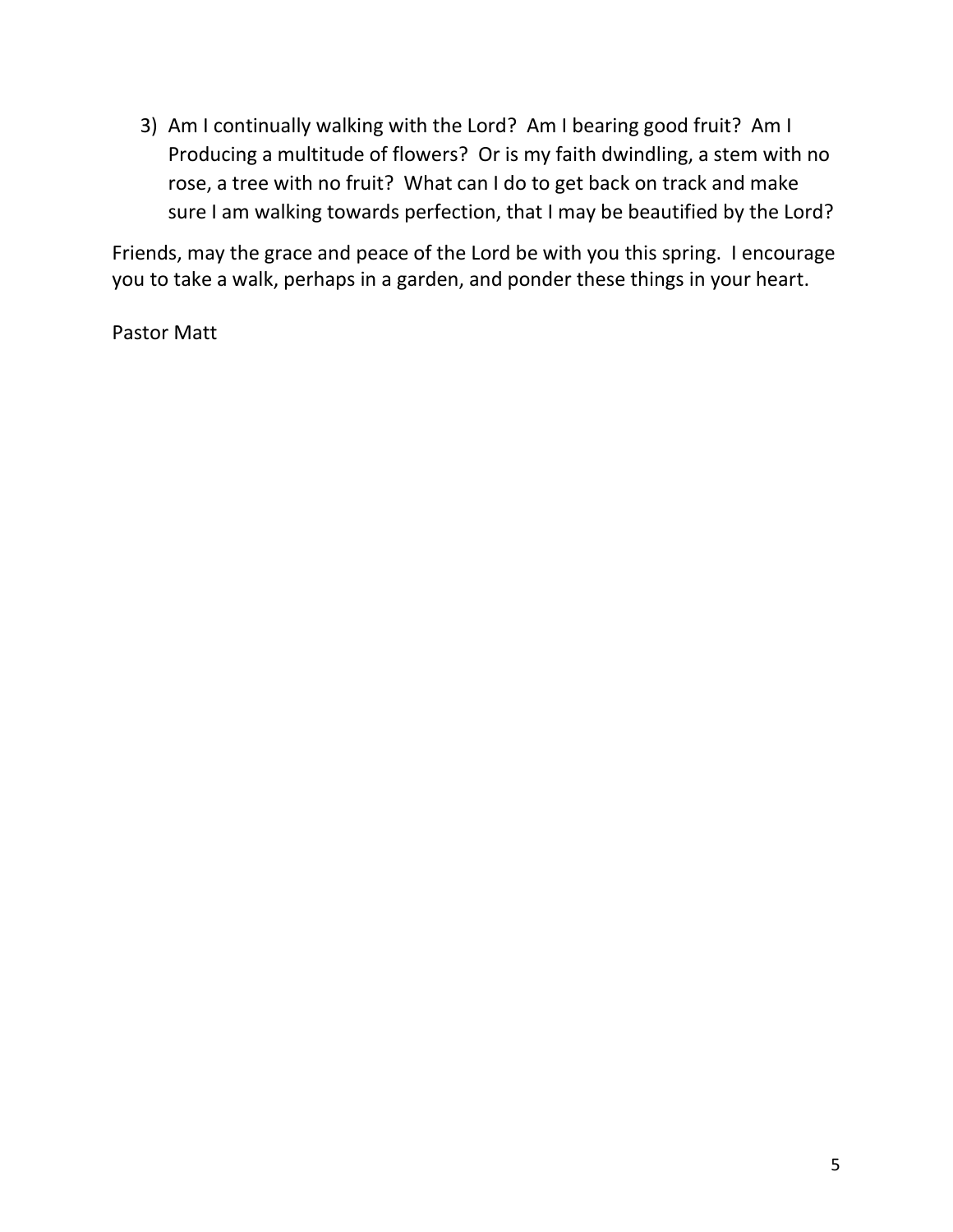3) Am I continually walking with the Lord? Am I bearing good fruit? Am I Producing a multitude of flowers? Or is my faith dwindling, a stem with no rose, a tree with no fruit? What can I do to get back on track and make sure I am walking towards perfection, that I may be beautified by the Lord?

Friends, may the grace and peace of the Lord be with you this spring. I encourage you to take a walk, perhaps in a garden, and ponder these things in your heart.

Pastor Matt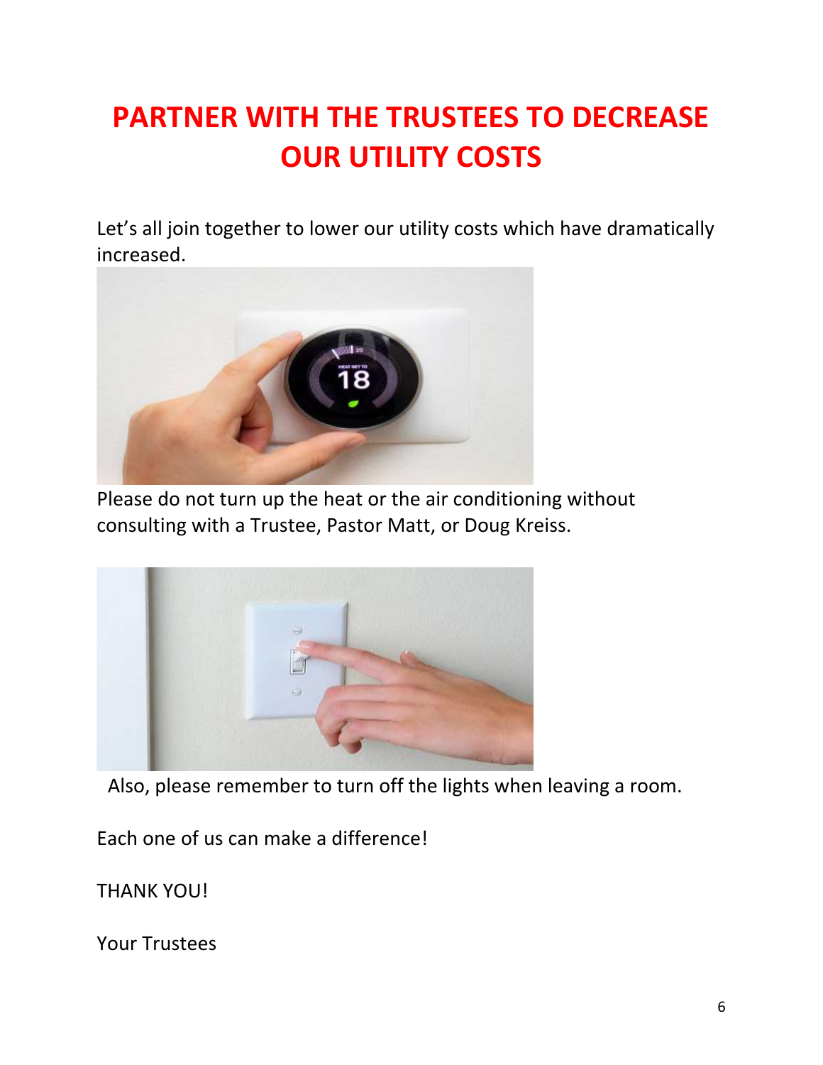# PARTNER WITH THE TRUSTEES TO DECREASE OUR UTILITY COSTS

Let's all join together to lower our utility costs which have dramatically increased.

Please do not turn up the heat or the air conditioning without consulting with a Trustee, Pastor Matt, or Doug Kreiss.

Also, please remember to turn off the lights when leaving a room.

Each one of us can make a difference!

THANK YOU!

Your Trustees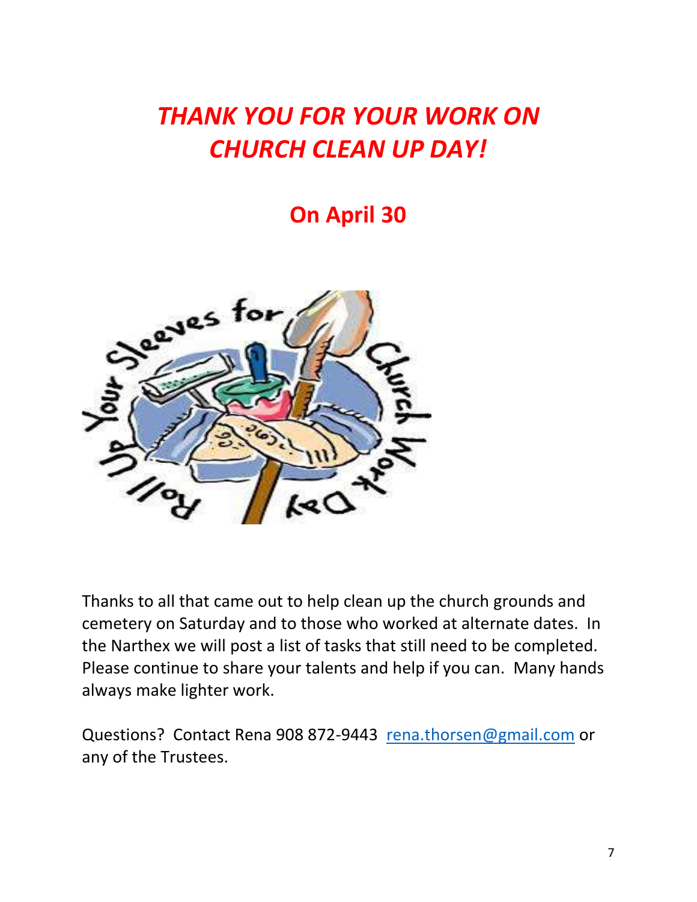# *THANK YOU FOR YOUR WORK ON CHURCH CLEAN UP DAY!*

## On April 30

Thanks to all that came out to help clean up the church grounds and cemetery on Saturday and to those who worked at alternate dates. In the Narthex we will post a list of tasks that still need to be completed. Please continue to share your talents and help if you can. Many hands always make lighter work.

Questions? Contact Rena 908 872-9443 rena.thorsen@gmail.com or any of the Trustees.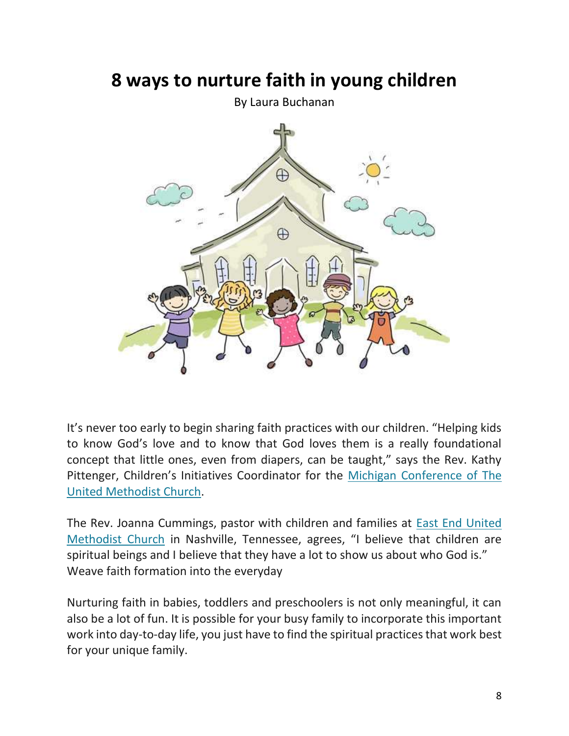# 8 ways to nurture faith in young children

By Laura Buchanan

It's never too early to begin sharing faith practices with our children. "Helping kids to know God's love and to know that God loves them is a really foundational concept that little ones, even from diapers, can be taught," says the Rev. Kathy Pittenger, Children's Initiatives Coordinator for the Michigan Conference of The United Methodist Church.

The Rev. Joanna Cummings, pastor with children and families at East End United Methodist Church in Nashville, Tennessee, agrees, "I believe that children are spiritual beings and I believe that they have a lot to show us about who God is."

Weave faith formation into the everyday

Nurturing faith in babies, toddlers and preschoolers is not only meaningful, it can also be a lot of fun. It is possible for your busy family to incorporate this important work into day-to-day life, you just have to find the spiritual practices that work best for your unique family.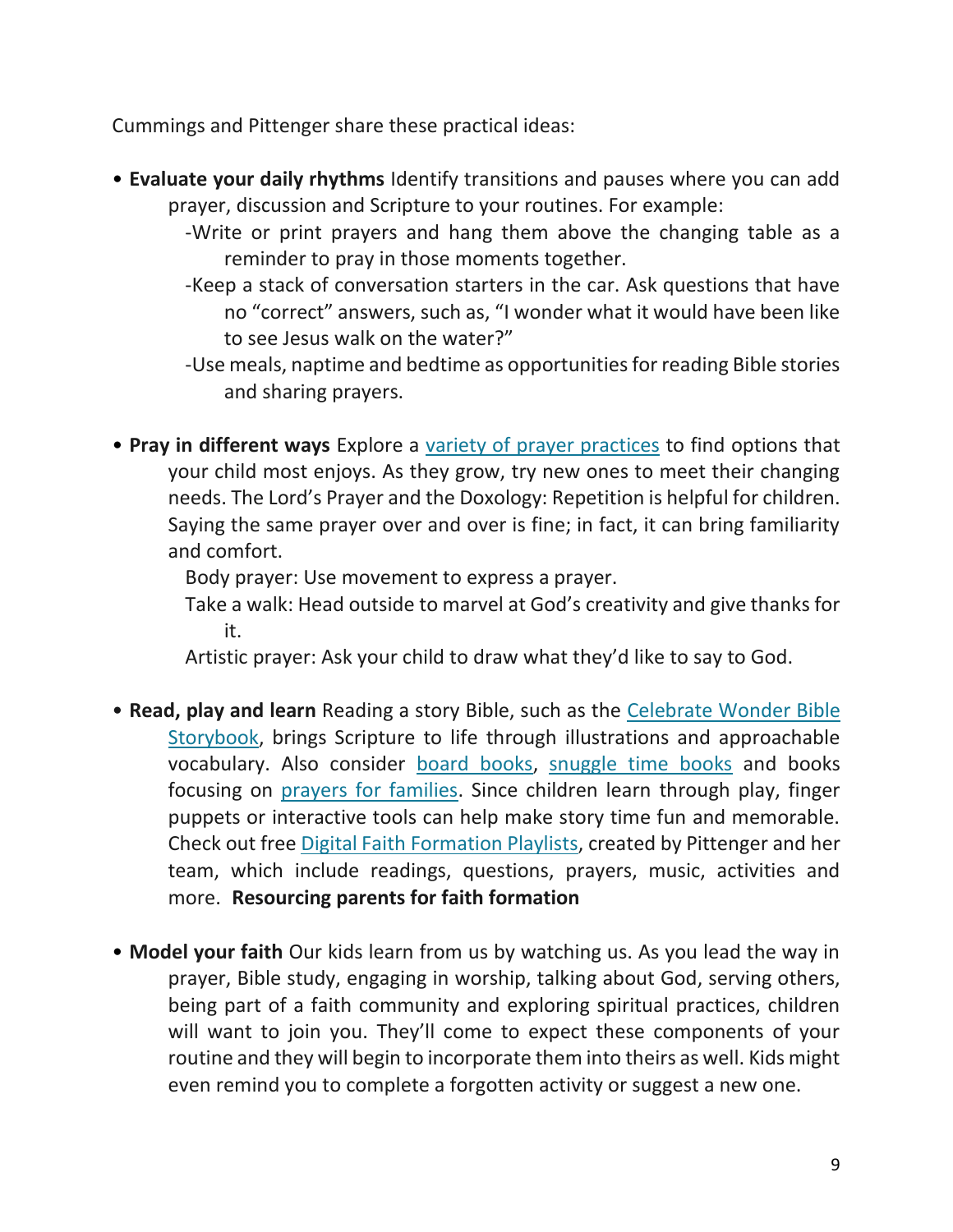Cummings and Pittenger share these practical ideas:

- **Evaluate your daily rhythms** Identify transitions and pauses where you can add prayer, discussion and Scripture to your routines. For example:
  - -Write or print prayers and hang them above the changing table as a reminder to pray in those moments together.
  - -Keep a stack of conversation starters in the car. Ask questions that have no "correct" answers, such as, "I wonder what it would have been like to see Jesus walk on the water?"
  - -Use meals, naptime and bedtime as opportunities for reading Bible stories and sharing prayers.

- **Pray in different ways** Explore a variety of prayer practices to find options that your child most enjoys. As they grow, try new ones to meet their changing needs. The Lord's Prayer and the Doxology: Repetition is helpful for children. Saying the same prayer over and over is fine; in fact, it can bring familiarity and comfort.

  Body prayer: Use movement to express a prayer.

  Take a walk: Head outside to marvel at God's creativity and give thanks for it.

  Artistic prayer: Ask your child to draw what they'd like to say to God.

- **Read, play and learn** Reading a story Bible, such as the Celebrate Wonder Bible Storybook, brings Scripture to life through illustrations and approachable vocabulary. Also consider board books, snuggle time books and books focusing on prayers for families. Since children learn through play, finger puppets or interactive tools can help make story time fun and memorable. Check out free Digital Faith Formation Playlists, created by Pittenger and her team, which include readings, questions, prayers, music, activities and more. **Resourcing parents for faith formation**

- **Model your faith** Our kids learn from us by watching us. As you lead the way in prayer, Bible study, engaging in worship, talking about God, serving others, being part of a faith community and exploring spiritual practices, children will want to join you. They'll come to expect these components of your routine and they will begin to incorporate them into theirs as well. Kids might even remind you to complete a forgotten activity or suggest a new one.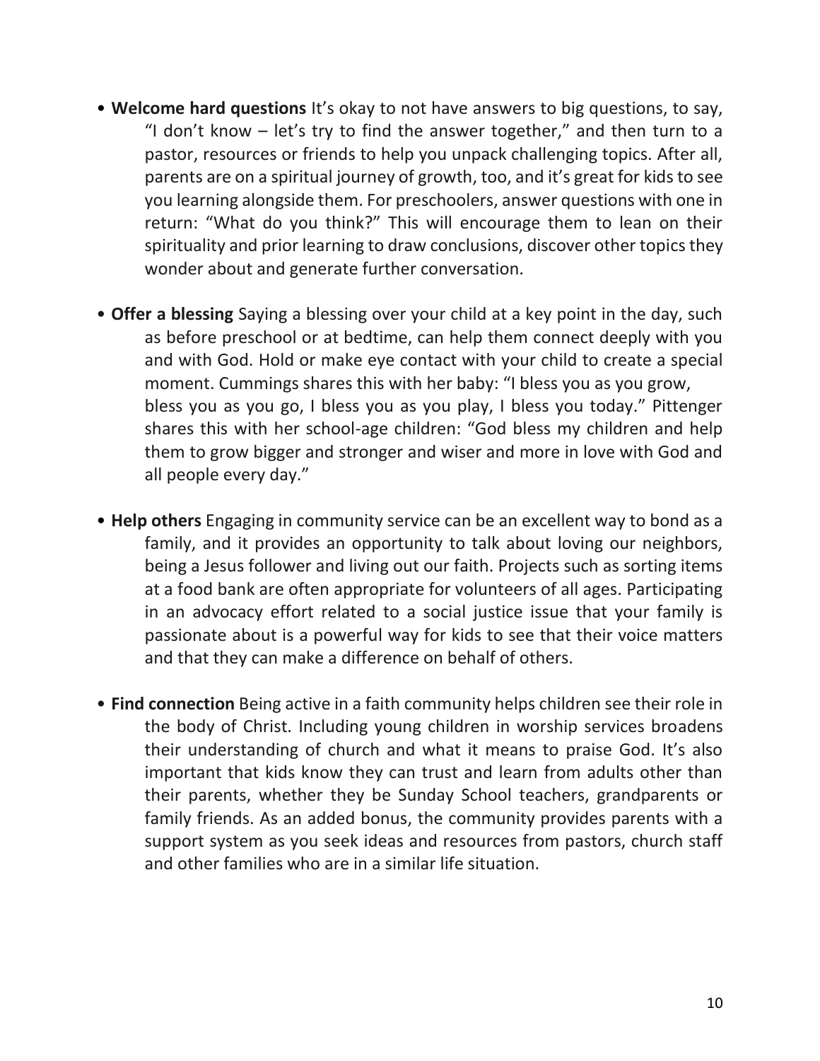- **Welcome hard questions** It's okay to not have answers to big questions, to say, "I don't know – let's try to find the answer together," and then turn to a pastor, resources or friends to help you unpack challenging topics. After all, parents are on a spiritual journey of growth, too, and it's great for kids to see you learning alongside them. For preschoolers, answer questions with one in return: "What do you think?" This will encourage them to lean on their spirituality and prior learning to draw conclusions, discover other topics they wonder about and generate further conversation.

- **Offer a blessing** Saying a blessing over your child at a key point in the day, such as before preschool or at bedtime, can help them connect deeply with you and with God. Hold or make eye contact with your child to create a special moment. Cummings shares this with her baby: "I bless you as you grow, bless you as you go, I bless you as you play, I bless you today." Pittenger shares this with her school-age children: "God bless my children and help them to grow bigger and stronger and wiser and more in love with God and all people every day."

- **Help others** Engaging in community service can be an excellent way to bond as a family, and it provides an opportunity to talk about loving our neighbors, being a Jesus follower and living out our faith. Projects such as sorting items at a food bank are often appropriate for volunteers of all ages. Participating in an advocacy effort related to a social justice issue that your family is passionate about is a powerful way for kids to see that their voice matters and that they can make a difference on behalf of others.

- **Find connection** Being active in a faith community helps children see their role in the body of Christ. Including young children in worship services broadens their understanding of church and what it means to praise God. It's also important that kids know they can trust and learn from adults other than their parents, whether they be Sunday School teachers, grandparents or family friends. As an added bonus, the community provides parents with a support system as you seek ideas and resources from pastors, church staff and other families who are in a similar life situation.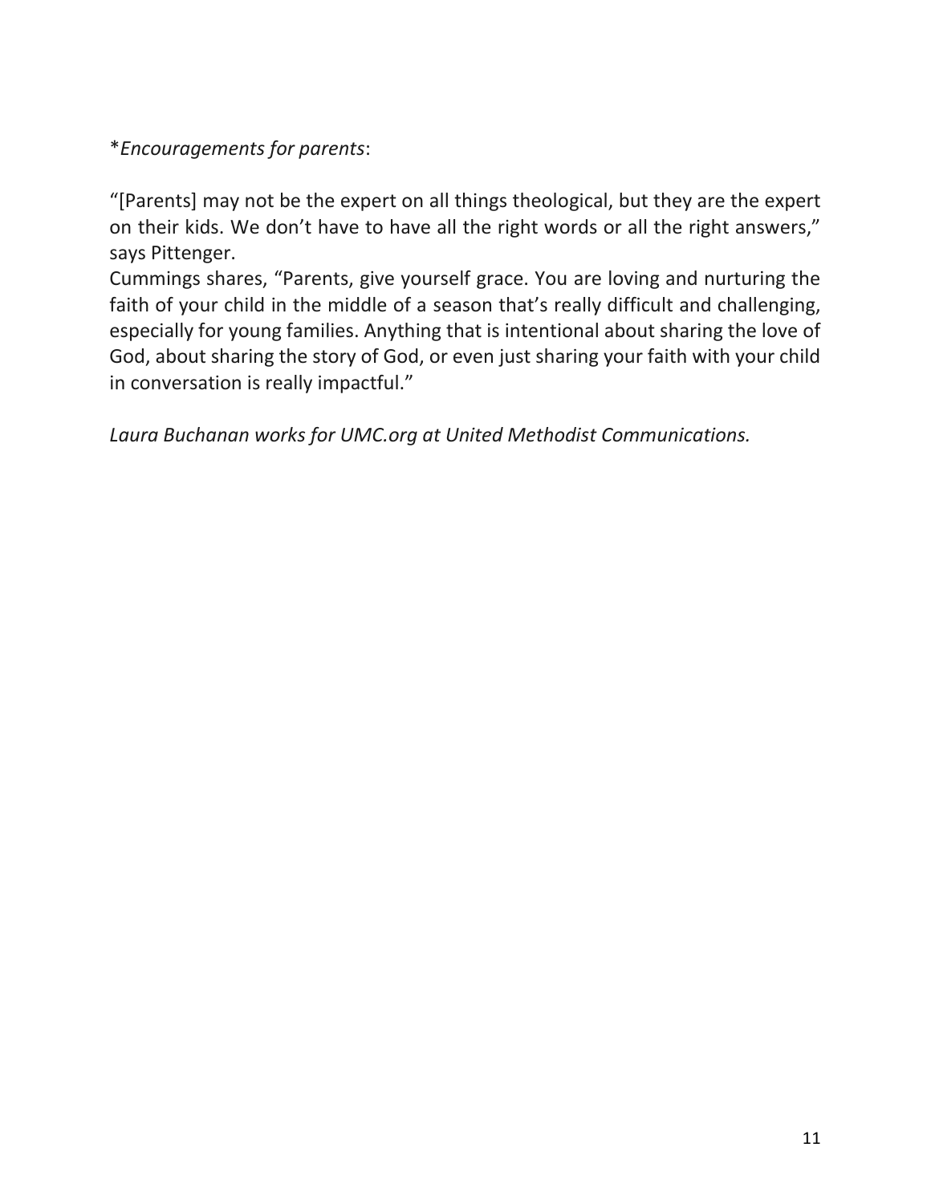**Encouragements for parents*:

"[Parents] may not be the expert on all things theological, but they are the expert on their kids. We don't have to have all the right words or all the right answers," says Pittenger.

Cummings shares, "Parents, give yourself grace. You are loving and nurturing the faith of your child in the middle of a season that's really difficult and challenging, especially for young families. Anything that is intentional about sharing the love of God, about sharing the story of God, or even just sharing your faith with your child in conversation is really impactful."

*Laura Buchanan works for UMC.org at United Methodist Communications.*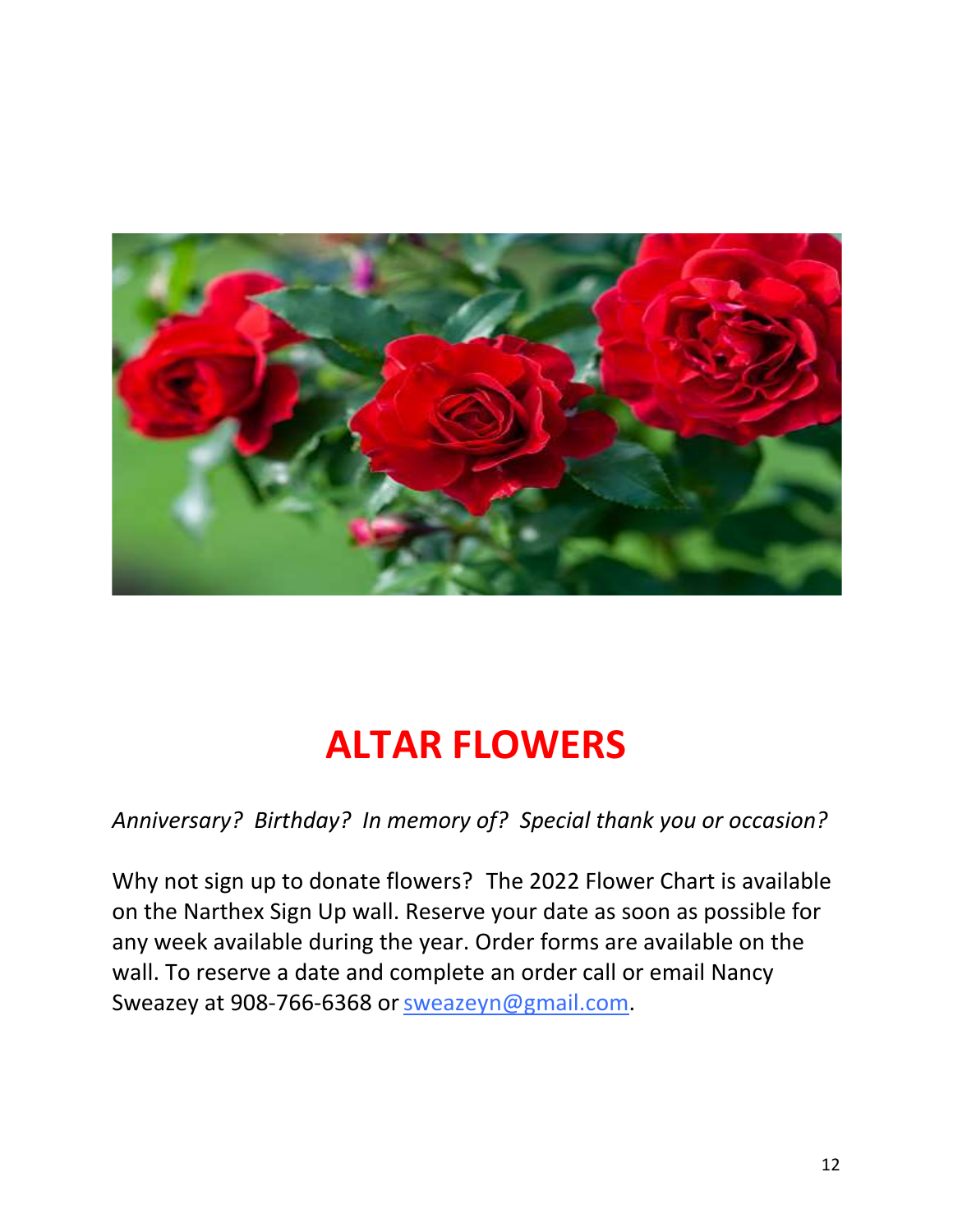# ALTAR FLOWERS

*Anniversary? Birthday? In memory of? Special thank you or occasion?*

Why not sign up to donate flowers? The 2022 Flower Chart is available on the Narthex Sign Up wall. Reserve your date as soon as possible for any week available during the year. Order forms are available on the wall. To reserve a date and complete an order call or email Nancy Sweazey at 908-766-6368 or sweazeyn@gmail.com.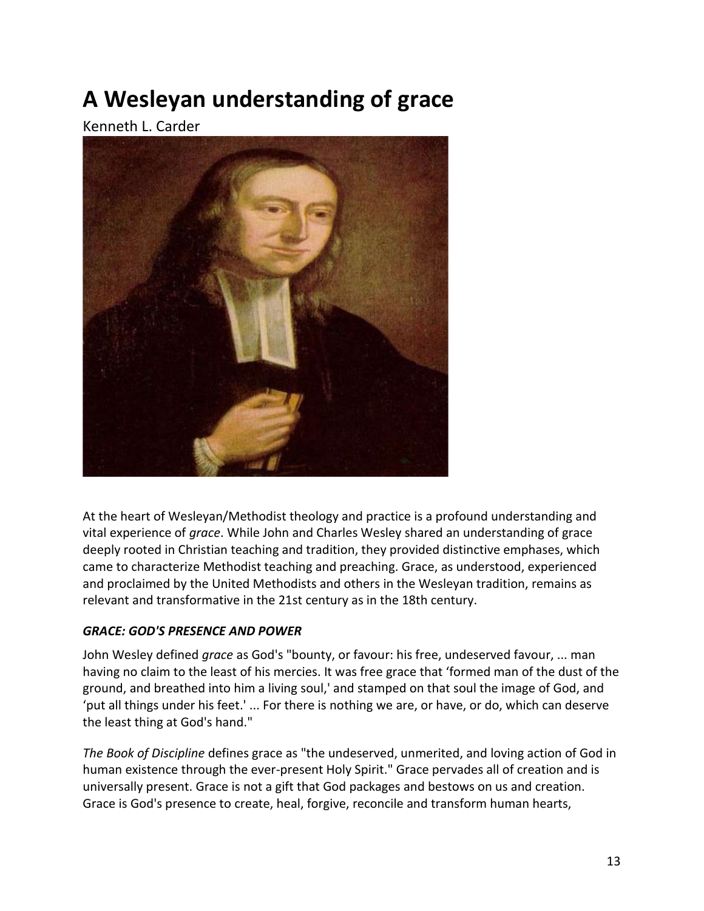# A Wesleyan understanding of grace

Kenneth L. Carder

At the heart of Wesleyan/Methodist theology and practice is a profound understanding and vital experience of *grace*. While John and Charles Wesley shared an understanding of grace deeply rooted in Christian teaching and tradition, they provided distinctive emphases, which came to characterize Methodist teaching and preaching. Grace, as understood, experienced and proclaimed by the United Methodists and others in the Wesleyan tradition, remains as relevant and transformative in the 21st century as in the 18th century.

### *GRACE: GOD'S PRESENCE AND POWER*

John Wesley defined *grace* as God's "bounty, or favour: his free, undeserved favour, ... man having no claim to the least of his mercies. It was free grace that 'formed man of the dust of the ground, and breathed into him a living soul,' and stamped on that soul the image of God, and 'put all things under his feet.' ... For there is nothing we are, or have, or do, which can deserve the least thing at God's hand."

*The Book of Discipline* defines grace as "the undeserved, unmerited, and loving action of God in human existence through the ever-present Holy Spirit." Grace pervades all of creation and is universally present. Grace is not a gift that God packages and bestows on us and creation. Grace is God's presence to create, heal, forgive, reconcile and transform human hearts,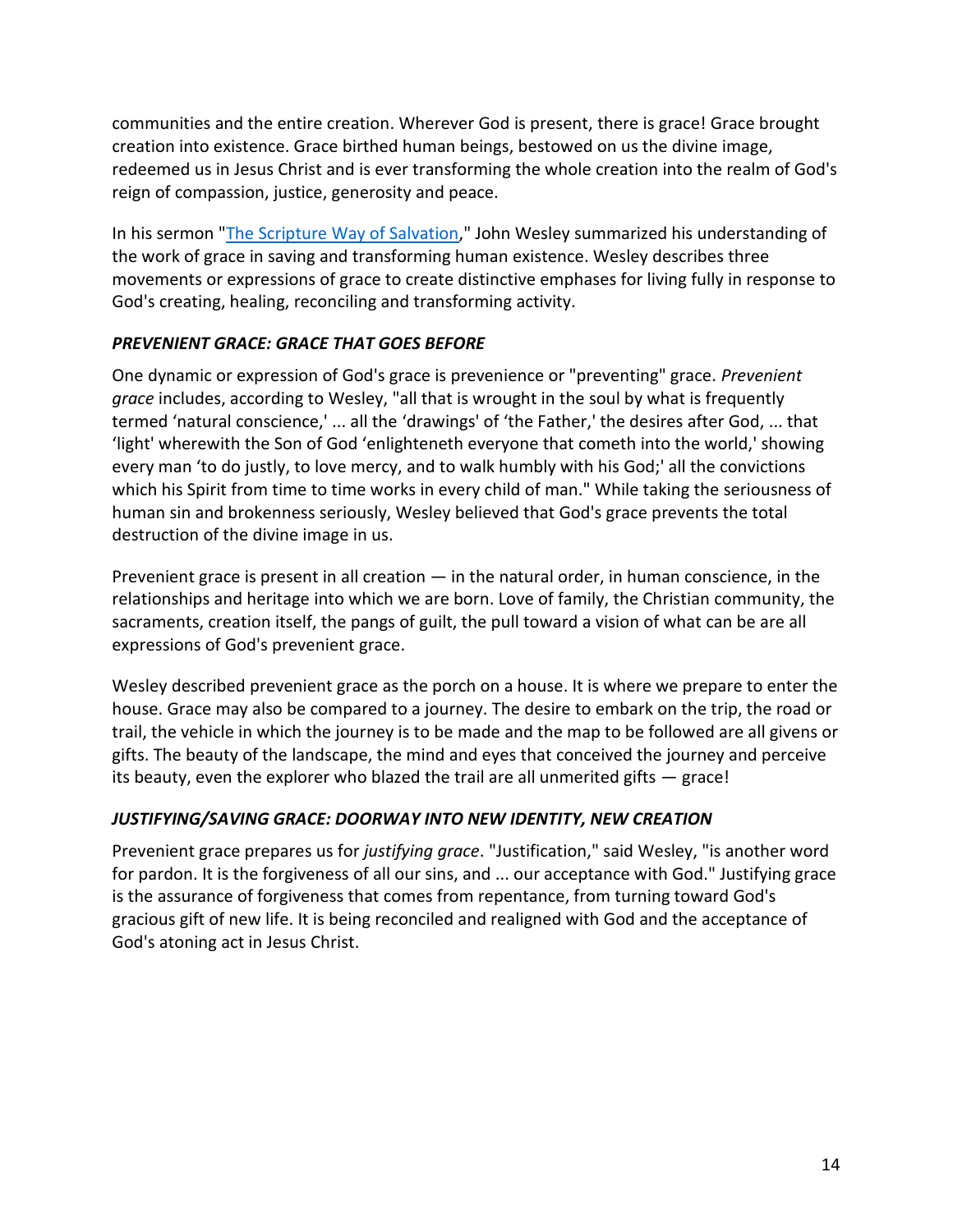communities and the entire creation. Wherever God is present, there is grace! Grace brought creation into existence. Grace birthed human beings, bestowed on us the divine image, redeemed us in Jesus Christ and is ever transforming the whole creation into the realm of God's reign of compassion, justice, generosity and peace.

In his sermon "[The Scripture Way of Salvation](#)," John Wesley summarized his understanding of the work of grace in saving and transforming human existence. Wesley describes three movements or expressions of grace to create distinctive emphases for living fully in response to God's creating, healing, reconciling and transforming activity.

### *PREVENIENT GRACE: GRACE THAT GOES BEFORE*

One dynamic or expression of God's grace is prevenience or "preventing" grace. *Prevenient grace* includes, according to Wesley, "all that is wrought in the soul by what is frequently termed 'natural conscience,' ... all the 'drawings' of 'the Father,' the desires after God, ... that 'light' wherewith the Son of God 'enlighteneth everyone that cometh into the world,' showing every man 'to do justly, to love mercy, and to walk humbly with his God;' all the convictions which his Spirit from time to time works in every child of man." While taking the seriousness of human sin and brokenness seriously, Wesley believed that God's grace prevents the total destruction of the divine image in us.

Prevenient grace is present in all creation — in the natural order, in human conscience, in the relationships and heritage into which we are born. Love of family, the Christian community, the sacraments, creation itself, the pangs of guilt, the pull toward a vision of what can be are all expressions of God's prevenient grace.

Wesley described prevenient grace as the porch on a house. It is where we prepare to enter the house. Grace may also be compared to a journey. The desire to embark on the trip, the road or trail, the vehicle in which the journey is to be made and the map to be followed are all givens or gifts. The beauty of the landscape, the mind and eyes that conceived the journey and perceive its beauty, even the explorer who blazed the trail are all unmerited gifts — grace!

### *JUSTIFYING/SAVING GRACE: DOORWAY INTO NEW IDENTITY, NEW CREATION*

Prevenient grace prepares us for *justifying grace*. "Justification," said Wesley, "is another word for pardon. It is the forgiveness of all our sins, and ... our acceptance with God." Justifying grace is the assurance of forgiveness that comes from repentance, from turning toward God's gracious gift of new life. It is being reconciled and realigned with God and the acceptance of God's atoning act in Jesus Christ.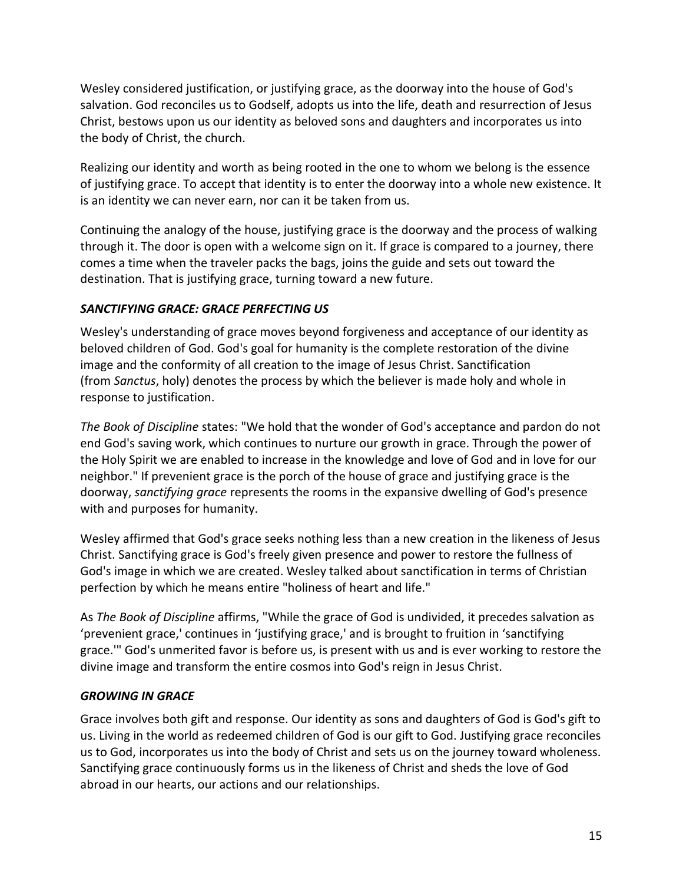Wesley considered justification, or justifying grace, as the doorway into the house of God's salvation. God reconciles us to Godself, adopts us into the life, death and resurrection of Jesus Christ, bestows upon us our identity as beloved sons and daughters and incorporates us into the body of Christ, the church.

Realizing our identity and worth as being rooted in the one to whom we belong is the essence of justifying grace. To accept that identity is to enter the doorway into a whole new existence. It is an identity we can never earn, nor can it be taken from us.

Continuing the analogy of the house, justifying grace is the doorway and the process of walking through it. The door is open with a welcome sign on it. If grace is compared to a journey, there comes a time when the traveler packs the bags, joins the guide and sets out toward the destination. That is justifying grace, turning toward a new future.

### *SANCTIFYING GRACE: GRACE PERFECTING US*

Wesley's understanding of grace moves beyond forgiveness and acceptance of our identity as beloved children of God. God's goal for humanity is the complete restoration of the divine image and the conformity of all creation to the image of Jesus Christ. Sanctification (from *Sanctus*, holy) denotes the process by which the believer is made holy and whole in response to justification.

*The Book of Discipline* states: "We hold that the wonder of God's acceptance and pardon do not end God's saving work, which continues to nurture our growth in grace. Through the power of the Holy Spirit we are enabled to increase in the knowledge and love of God and in love for our neighbor." If prevenient grace is the porch of the house of grace and justifying grace is the doorway, *sanctifying grace* represents the rooms in the expansive dwelling of God's presence with and purposes for humanity.

Wesley affirmed that God's grace seeks nothing less than a new creation in the likeness of Jesus Christ. Sanctifying grace is God's freely given presence and power to restore the fullness of God's image in which we are created. Wesley talked about sanctification in terms of Christian perfection by which he means entire "holiness of heart and life."

As *The Book of Discipline* affirms, "While the grace of God is undivided, it precedes salvation as 'prevenient grace,' continues in 'justifying grace,' and is brought to fruition in 'sanctifying grace.'" God's unmerited favor is before us, is present with us and is ever working to restore the divine image and transform the entire cosmos into God's reign in Jesus Christ.

### *GROWING IN GRACE*

Grace involves both gift and response. Our identity as sons and daughters of God is God's gift to us. Living in the world as redeemed children of God is our gift to God. Justifying grace reconciles us to God, incorporates us into the body of Christ and sets us on the journey toward wholeness. Sanctifying grace continuously forms us in the likeness of Christ and sheds the love of God abroad in our hearts, our actions and our relationships.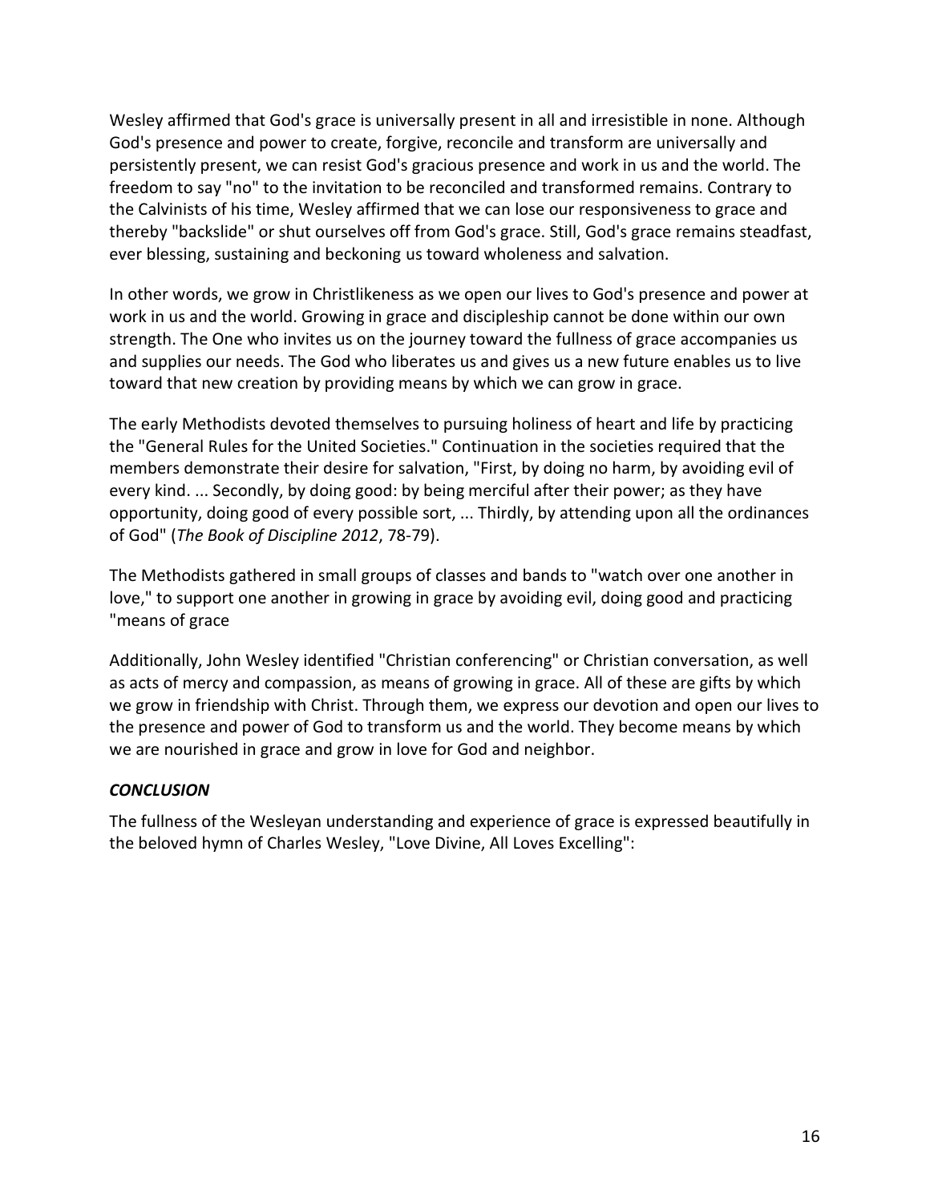Wesley affirmed that God's grace is universally present in all and irresistible in none. Although God's presence and power to create, forgive, reconcile and transform are universally and persistently present, we can resist God's gracious presence and work in us and the world. The freedom to say "no" to the invitation to be reconciled and transformed remains. Contrary to the Calvinists of his time, Wesley affirmed that we can lose our responsiveness to grace and thereby "backslide" or shut ourselves off from God's grace. Still, God's grace remains steadfast, ever blessing, sustaining and beckoning us toward wholeness and salvation.

In other words, we grow in Christlikeness as we open our lives to God's presence and power at work in us and the world. Growing in grace and discipleship cannot be done within our own strength. The One who invites us on the journey toward the fullness of grace accompanies us and supplies our needs. The God who liberates us and gives us a new future enables us to live toward that new creation by providing means by which we can grow in grace.

The early Methodists devoted themselves to pursuing holiness of heart and life by practicing the "General Rules for the United Societies." Continuation in the societies required that the members demonstrate their desire for salvation, "First, by doing no harm, by avoiding evil of every kind. ... Secondly, by doing good: by being merciful after their power; as they have opportunity, doing good of every possible sort, ... Thirdly, by attending upon all the ordinances of God" (*The Book of Discipline 2012*, 78-79).

The Methodists gathered in small groups of classes and bands to "watch over one another in love," to support one another in growing in grace by avoiding evil, doing good and practicing "means of grace

Additionally, John Wesley identified "Christian conferencing" or Christian conversation, as well as acts of mercy and compassion, as means of growing in grace. All of these are gifts by which we grow in friendship with Christ. Through them, we express our devotion and open our lives to the presence and power of God to transform us and the world. They become means by which we are nourished in grace and grow in love for God and neighbor.

### *CONCLUSION*

The fullness of the Wesleyan understanding and experience of grace is expressed beautifully in the beloved hymn of Charles Wesley, "Love Divine, All Loves Excelling":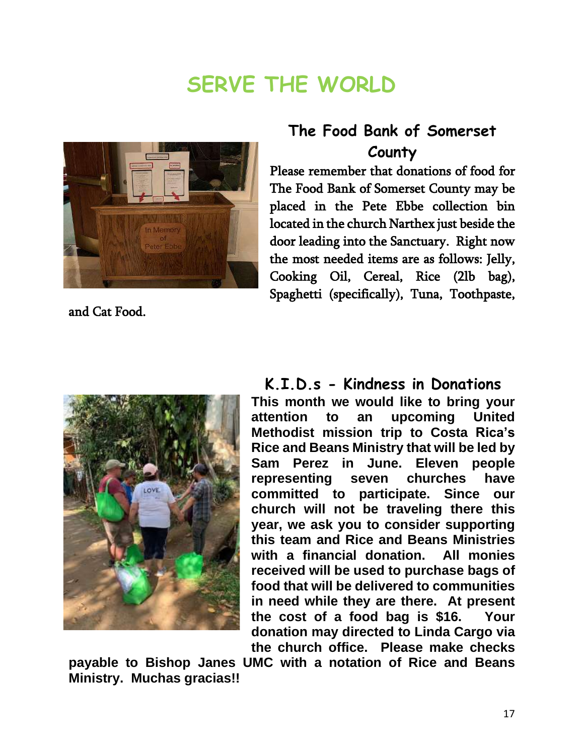# SERVE THE WORLD

## The Food Bank of Somerset County

Please remember that donations of food for The Food Bank of Somerset County may be placed in the Pete Ebbe collection bin located in the church Narthex just beside the door leading into the Sanctuary. Right now the most needed items are as follows: Jelly, Cooking Oil, Cereal, Rice (2lb bag), Spaghetti (specifically), Tuna, Toothpaste, and Cat Food.

## K.I.D.s - Kindness in Donations

**This month we would like to bring your attention to an upcoming United Methodist mission trip to Costa Rica's Rice and Beans Ministry that will be led by Sam Perez in June. Eleven people representing seven churches have committed to participate. Since our church will not be traveling there this year, we ask you to consider supporting this team and Rice and Beans Ministries with a financial donation. All monies received will be used to purchase bags of food that will be delivered to communities in need while they are there. At present the cost of a food bag is $16. Your donation may directed to Linda Cargo via the church office. Please make checks payable to Bishop Janes UMC with a notation of Rice and Beans Ministry. Muchas gracias!!**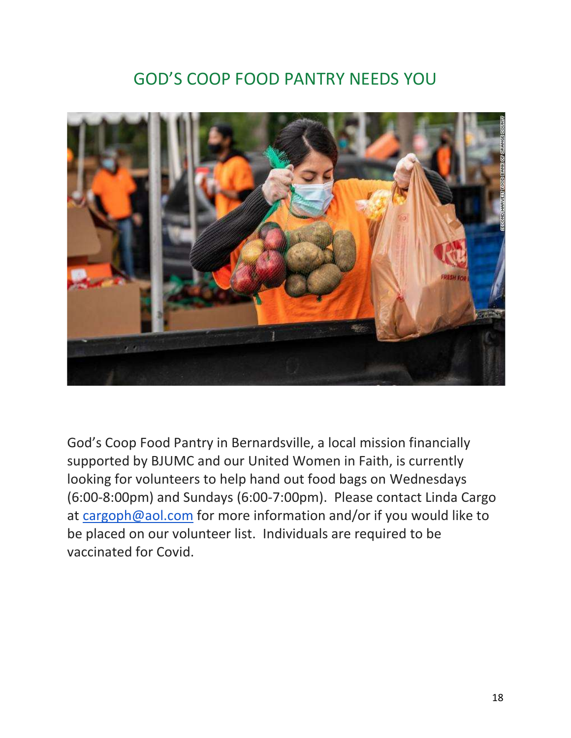# GOD'S COOP FOOD PANTRY NEEDS YOU

God's Coop Food Pantry in Bernardsville, a local mission financially supported by BJUMC and our United Women in Faith, is currently looking for volunteers to help hand out food bags on Wednesdays (6:00-8:00pm) and Sundays (6:00-7:00pm). Please contact Linda Cargo at cargoph@aol.com for more information and/or if you would like to be placed on our volunteer list. Individuals are required to be vaccinated for Covid.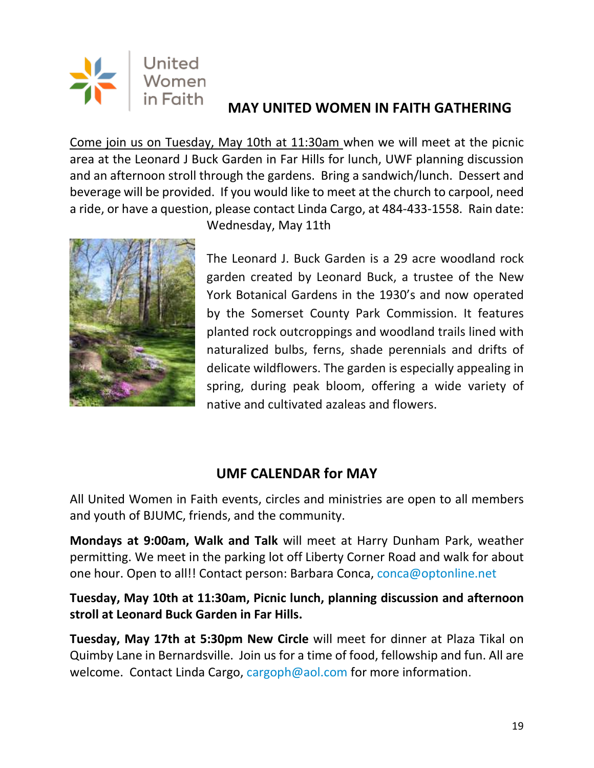United Women in Faith

## MAY UNITED WOMEN IN FAITH GATHERING

Come join us on Tuesday, May 10th at 11:30am when we will meet at the picnic area at the Leonard J Buck Garden in Far Hills for lunch, UWF planning discussion and an afternoon stroll through the gardens. Bring a sandwich/lunch. Dessert and beverage will be provided. If you would like to meet at the church to carpool, need a ride, or have a question, please contact Linda Cargo, at 484-433-1558. Rain date: Wednesday, May 11th

The Leonard J. Buck Garden is a 29 acre woodland rock garden created by Leonard Buck, a trustee of the New York Botanical Gardens in the 1930's and now operated by the Somerset County Park Commission. It features planted rock outcroppings and woodland trails lined with naturalized bulbs, ferns, shade perennials and drifts of delicate wildflowers. The garden is especially appealing in spring, during peak bloom, offering a wide variety of native and cultivated azaleas and flowers.

## UMF CALENDAR for MAY

All United Women in Faith events, circles and ministries are open to all members and youth of BJUMC, friends, and the community.

**Mondays at 9:00am, Walk and Talk** will meet at Harry Dunham Park, weather permitting. We meet in the parking lot off Liberty Corner Road and walk for about one hour. Open to all!! Contact person: Barbara Conca, conca@optonline.net

**Tuesday, May 10th at 11:30am, Picnic lunch, planning discussion and afternoon stroll at Leonard Buck Garden in Far Hills.**

**Tuesday, May 17th at 5:30pm New Circle** will meet for dinner at Plaza Tikal on Quimby Lane in Bernardsville. Join us for a time of food, fellowship and fun. All are welcome. Contact Linda Cargo, cargoph@aol.com for more information.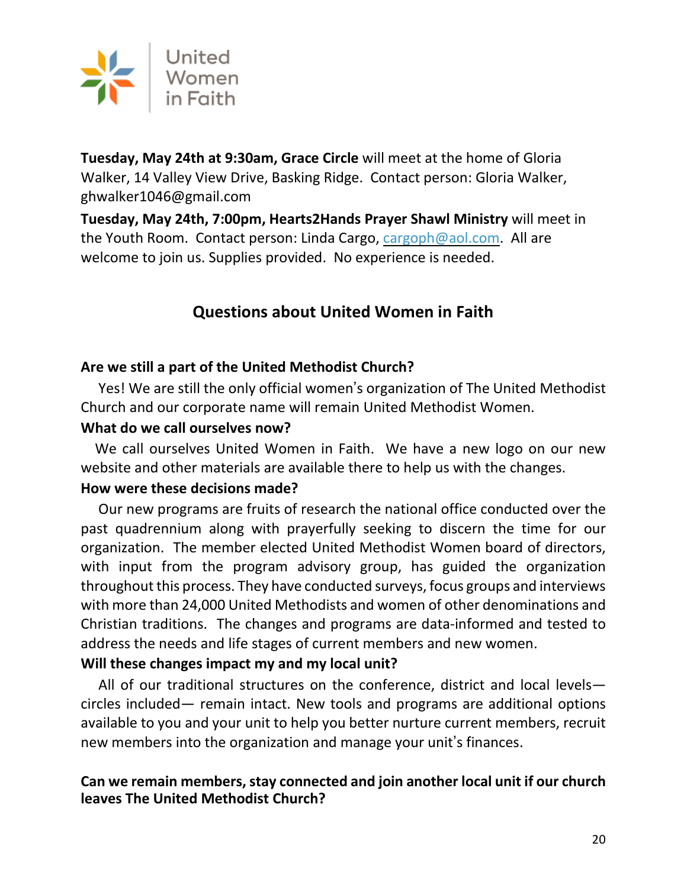United Women in Faith

**Tuesday, May 24th at 9:30am, Grace Circle** will meet at the home of Gloria Walker, 14 Valley View Drive, Basking Ridge. Contact person: Gloria Walker, ghwalker1046@gmail.com

**Tuesday, May 24th, 7:00pm, Hearts2Hands Prayer Shawl Ministry** will meet in the Youth Room. Contact person: Linda Cargo, cargoph@aol.com. All are welcome to join us. Supplies provided. No experience is needed.

## Questions about United Women in Faith

**Are we still a part of the United Methodist Church?**

Yes! We are still the only official women's organization of The United Methodist Church and our corporate name will remain United Methodist Women.

**What do we call ourselves now?**

We call ourselves United Women in Faith. We have a new logo on our new website and other materials are available there to help us with the changes.

**How were these decisions made?**

Our new programs are fruits of research the national office conducted over the past quadrennium along with prayerfully seeking to discern the time for our organization. The member elected United Methodist Women board of directors, with input from the program advisory group, has guided the organization throughout this process. They have conducted surveys, focus groups and interviews with more than 24,000 United Methodists and women of other denominations and Christian traditions. The changes and programs are data-informed and tested to address the needs and life stages of current members and new women.

**Will these changes impact my and my local unit?**

All of our traditional structures on the conference, district and local levels—circles included— remain intact. New tools and programs are additional options available to you and your unit to help you better nurture current members, recruit new members into the organization and manage your unit's finances.

**Can we remain members, stay connected and join another local unit if our church leaves The United Methodist Church?**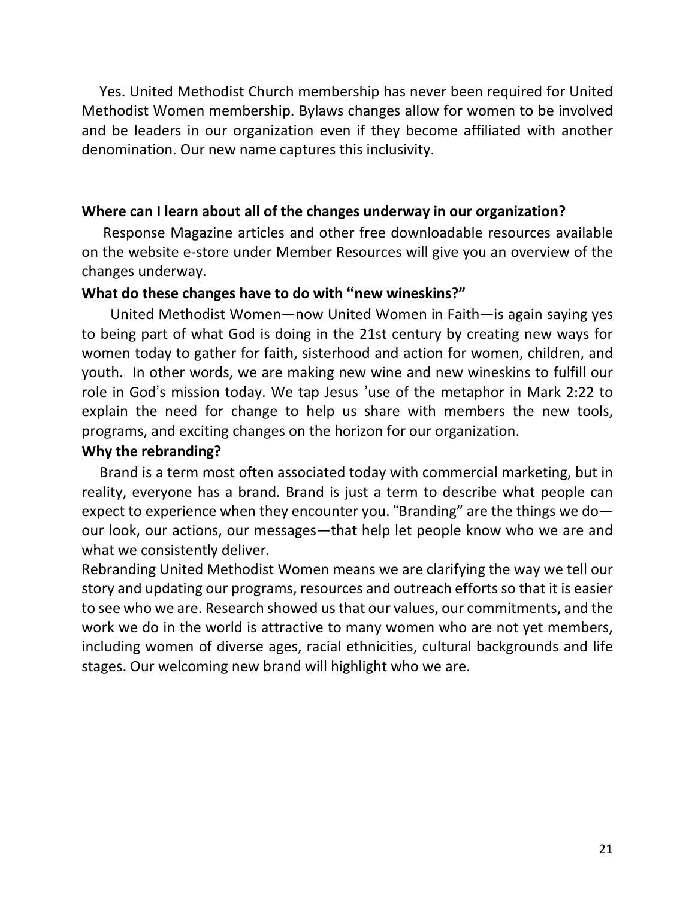Yes. United Methodist Church membership has never been required for United Methodist Women membership. Bylaws changes allow for women to be involved and be leaders in our organization even if they become affiliated with another denomination. Our new name captures this inclusivity.

**Where can I learn about all of the changes underway in our organization?**

Response Magazine articles and other free downloadable resources available on the website e-store under Member Resources will give you an overview of the changes underway.

**What do these changes have to do with "new wineskins?"**

United Methodist Women—now United Women in Faith—is again saying yes to being part of what God is doing in the 21st century by creating new ways for women today to gather for faith, sisterhood and action for women, children, and youth. In other words, we are making new wine and new wineskins to fulfill our role in God's mission today. We tap Jesus 'use of the metaphor in Mark 2:22 to explain the need for change to help us share with members the new tools, programs, and exciting changes on the horizon for our organization.

**Why the rebranding?**

Brand is a term most often associated today with commercial marketing, but in reality, everyone has a brand. Brand is just a term to describe what people can expect to experience when they encounter you. "Branding" are the things we do—our look, our actions, our messages—that help let people know who we are and what we consistently deliver.

Rebranding United Methodist Women means we are clarifying the way we tell our story and updating our programs, resources and outreach efforts so that it is easier to see who we are. Research showed us that our values, our commitments, and the work we do in the world is attractive to many women who are not yet members, including women of diverse ages, racial ethnicities, cultural backgrounds and life stages. Our welcoming new brand will highlight who we are.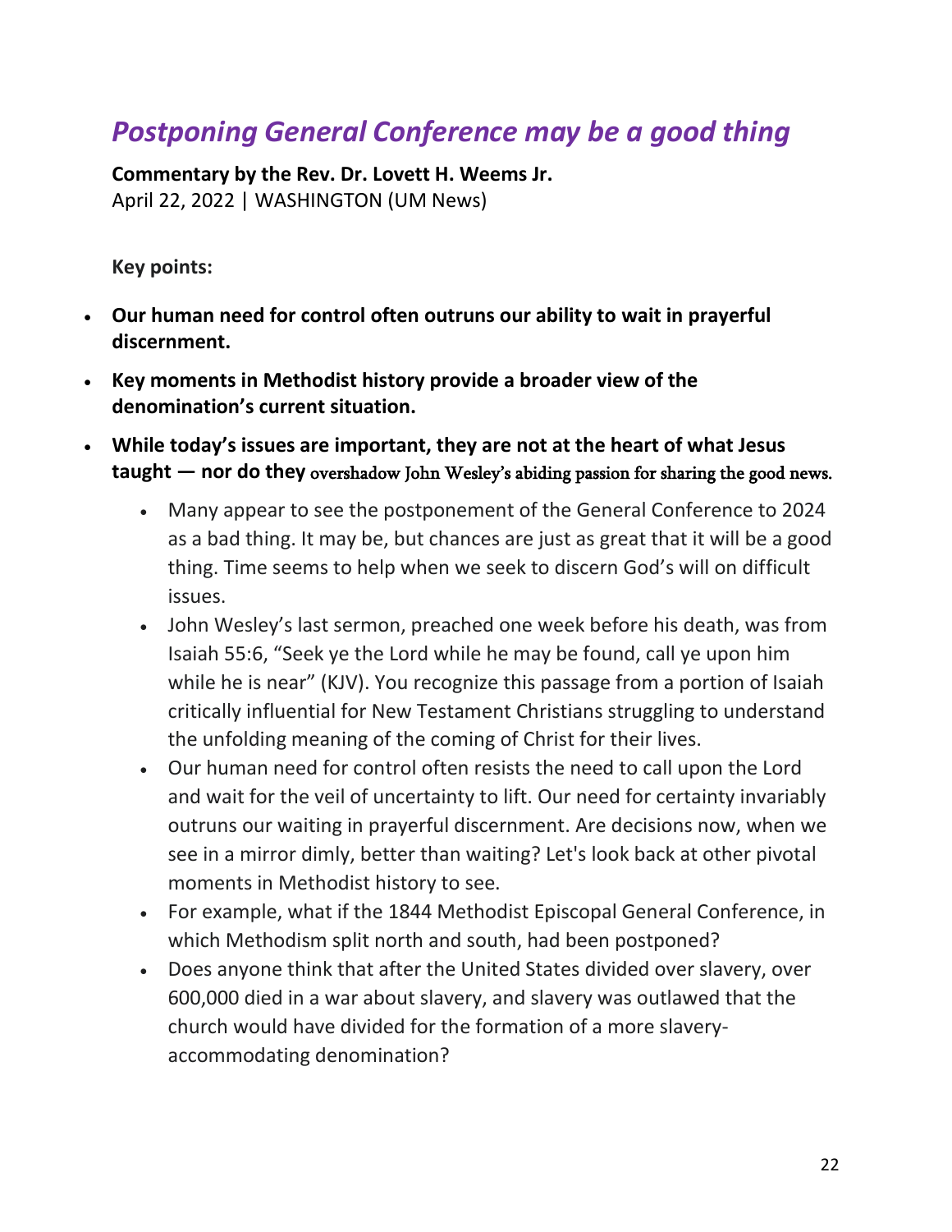## *Postponing General Conference may be a good thing*

**Commentary by the Rev. Dr. Lovett H. Weems Jr.**
April 22, 2022 | WASHINGTON (UM News)

**Key points:**

- **Our human need for control often outruns our ability to wait in prayerful discernment.**
- **Key moments in Methodist history provide a broader view of the denomination's current situation.**
- **While today's issues are important, they are not at the heart of what Jesus taught — nor do they** overshadow John Wesley's abiding passion for sharing the good news.
  - Many appear to see the postponement of the General Conference to 2024 as a bad thing. It may be, but chances are just as great that it will be a good thing. Time seems to help when we seek to discern God's will on difficult issues.
  - John Wesley's last sermon, preached one week before his death, was from Isaiah 55:6, "Seek ye the Lord while he may be found, call ye upon him while he is near" (KJV). You recognize this passage from a portion of Isaiah critically influential for New Testament Christians struggling to understand the unfolding meaning of the coming of Christ for their lives.
  - Our human need for control often resists the need to call upon the Lord and wait for the veil of uncertainty to lift. Our need for certainty invariably outruns our waiting in prayerful discernment. Are decisions now, when we see in a mirror dimly, better than waiting? Let's look back at other pivotal moments in Methodist history to see.
  - For example, what if the 1844 Methodist Episcopal General Conference, in which Methodism split north and south, had been postponed?
  - Does anyone think that after the United States divided over slavery, over 600,000 died in a war about slavery, and slavery was outlawed that the church would have divided for the formation of a more slavery-accommodating denomination?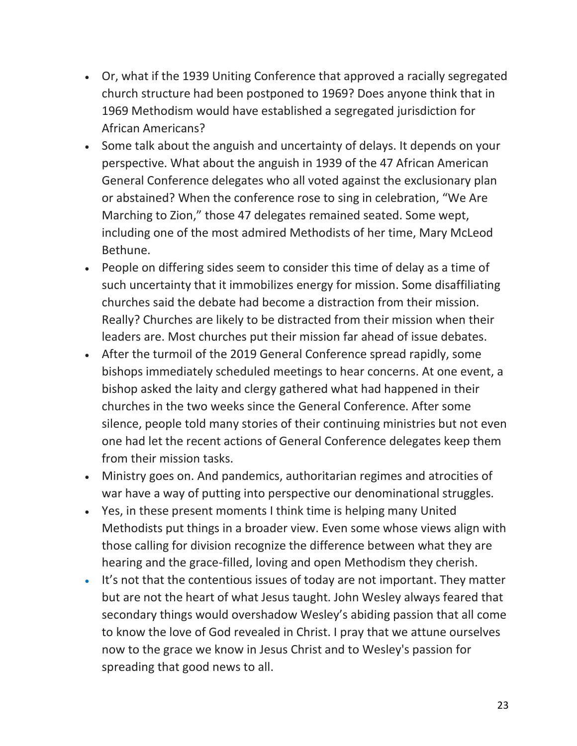- Or, what if the 1939 Uniting Conference that approved a racially segregated church structure had been postponed to 1969? Does anyone think that in 1969 Methodism would have established a segregated jurisdiction for African Americans?
- Some talk about the anguish and uncertainty of delays. It depends on your perspective. What about the anguish in 1939 of the 47 African American General Conference delegates who all voted against the exclusionary plan or abstained? When the conference rose to sing in celebration, "We Are Marching to Zion," those 47 delegates remained seated. Some wept, including one of the most admired Methodists of her time, Mary McLeod Bethune.
- People on differing sides seem to consider this time of delay as a time of such uncertainty that it immobilizes energy for mission. Some disaffiliating churches said the debate had become a distraction from their mission. Really? Churches are likely to be distracted from their mission when their leaders are. Most churches put their mission far ahead of issue debates.
- After the turmoil of the 2019 General Conference spread rapidly, some bishops immediately scheduled meetings to hear concerns. At one event, a bishop asked the laity and clergy gathered what had happened in their churches in the two weeks since the General Conference. After some silence, people told many stories of their continuing ministries but not even one had let the recent actions of General Conference delegates keep them from their mission tasks.
- Ministry goes on. And pandemics, authoritarian regimes and atrocities of war have a way of putting into perspective our denominational struggles.
- Yes, in these present moments I think time is helping many United Methodists put things in a broader view. Even some whose views align with those calling for division recognize the difference between what they are hearing and the grace-filled, loving and open Methodism they cherish.
- It's not that the contentious issues of today are not important. They matter but are not the heart of what Jesus taught. John Wesley always feared that secondary things would overshadow Wesley's abiding passion that all come to know the love of God revealed in Christ. I pray that we attune ourselves now to the grace we know in Jesus Christ and to Wesley's passion for spreading that good news to all.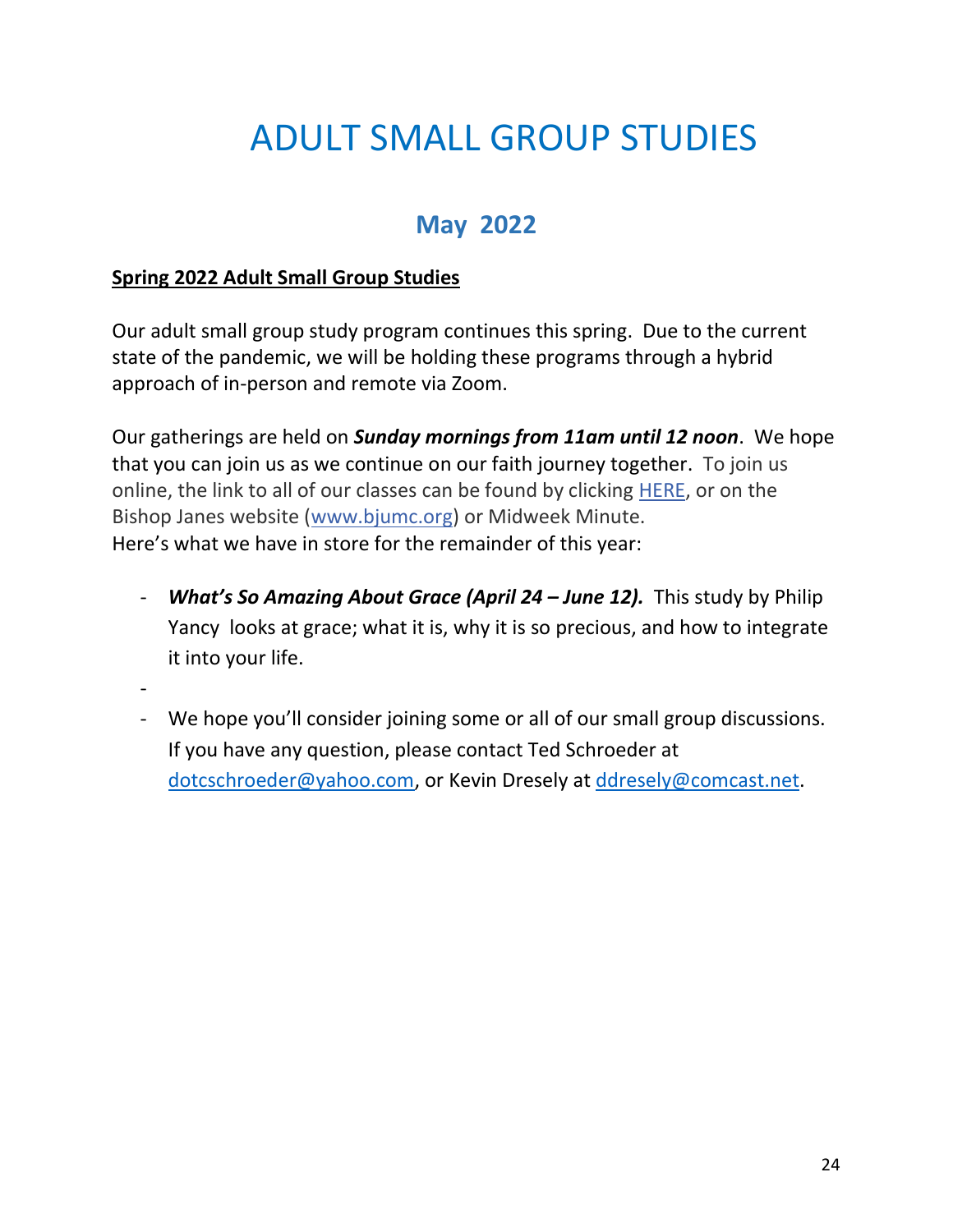# ADULT SMALL GROUP STUDIES

## May 2022

**Spring 2022 Adult Small Group Studies**

Our adult small group study program continues this spring. Due to the current state of the pandemic, we will be holding these programs through a hybrid approach of in-person and remote via Zoom.

Our gatherings are held on ***Sunday mornings from 11am until 12 noon***. We hope that you can join us as we continue on our faith journey together. To join us online, the link to all of our classes can be found by clicking HERE, or on the Bishop Janes website (www.bjumc.org) or Midweek Minute.
Here's what we have in store for the remainder of this year:

- ***What's So Amazing About Grace (April 24 – June 12).*** This study by Philip Yancy looks at grace; what it is, why it is so precious, and how to integrate it into your life.
- 
- We hope you'll consider joining some or all of our small group discussions. If you have any question, please contact Ted Schroeder at dotcschroeder@yahoo.com, or Kevin Dresely at ddresely@comcast.net.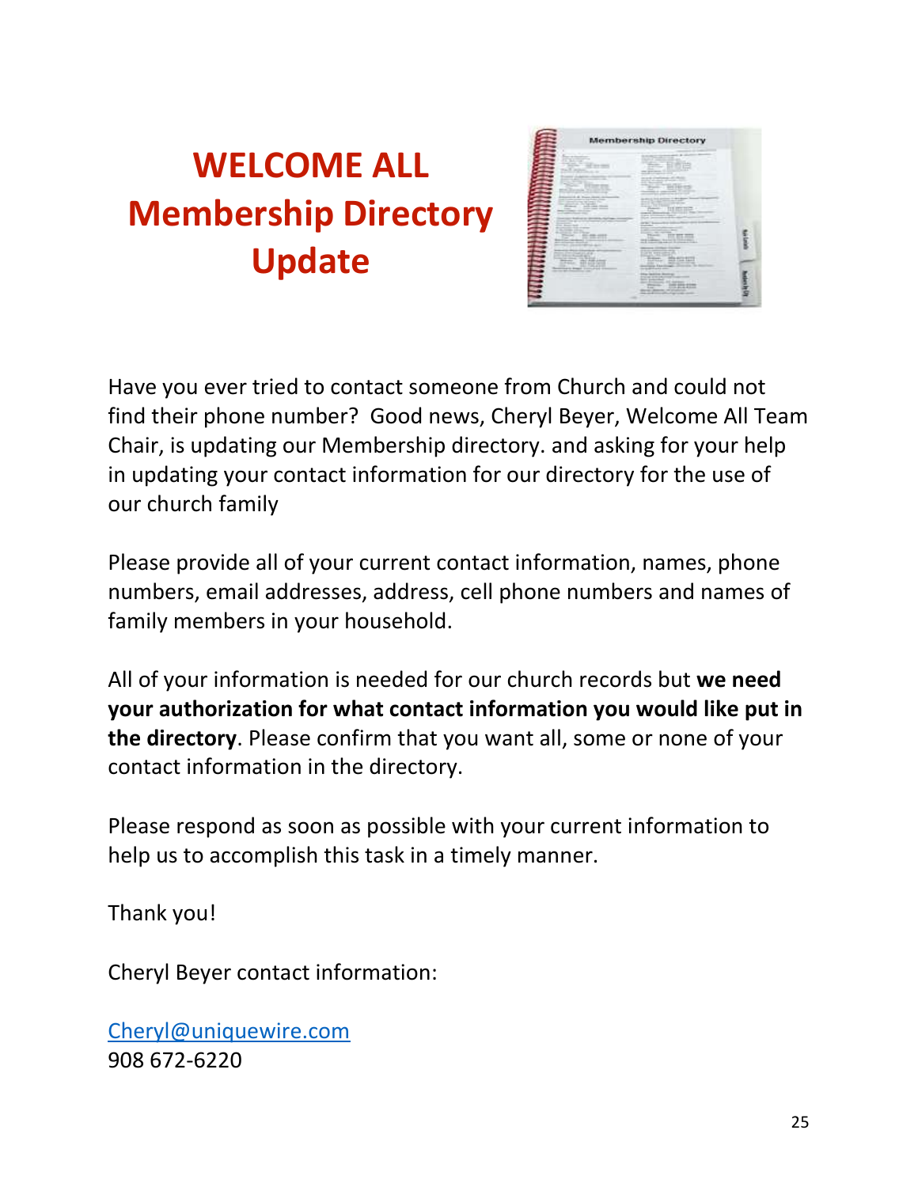# WELCOME ALL
# Membership Directory Update

Have you ever tried to contact someone from Church and could not find their phone number? Good news, Cheryl Beyer, Welcome All Team Chair, is updating our Membership directory. and asking for your help in updating your contact information for our directory for the use of our church family

Please provide all of your current contact information, names, phone numbers, email addresses, address, cell phone numbers and names of family members in your household.

All of your information is needed for our church records but **we need your authorization for what contact information you would like put in the directory**. Please confirm that you want all, some or none of your contact information in the directory.

Please respond as soon as possible with your current information to help us to accomplish this task in a timely manner.

Thank you!

Cheryl Beyer contact information:

Cheryl@uniquewire.com
908 672-6220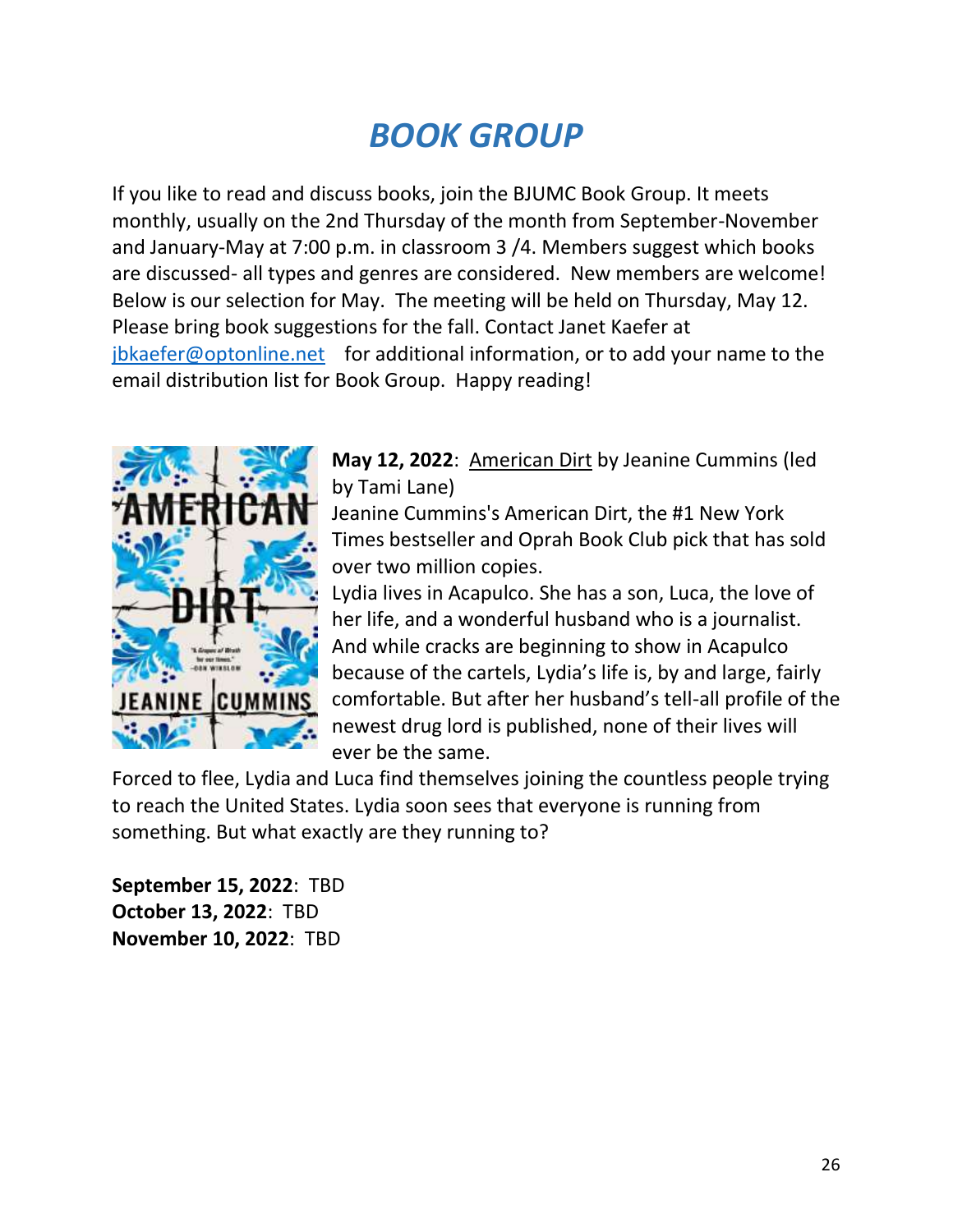# *BOOK GROUP*

If you like to read and discuss books, join the BJUMC Book Group. It meets monthly, usually on the 2nd Thursday of the month from September-November and January-May at 7:00 p.m. in classroom 3 /4. Members suggest which books are discussed- all types and genres are considered. New members are welcome! Below is our selection for May. The meeting will be held on Thursday, May 12. Please bring book suggestions for the fall. Contact Janet Kaefer at [jbkaefer@optonline.net](mailto:jbkaefer@optonline.net) for additional information, or to add your name to the email distribution list for Book Group. Happy reading!

**May 12, 2022**: <u>American Dirt</u> by Jeanine Cummins (led by Tami Lane)

Jeanine Cummins's American Dirt, the #1 New York Times bestseller and Oprah Book Club pick that has sold over two million copies.

Lydia lives in Acapulco. She has a son, Luca, the love of her life, and a wonderful husband who is a journalist. And while cracks are beginning to show in Acapulco because of the cartels, Lydia's life is, by and large, fairly comfortable. But after her husband's tell-all profile of the newest drug lord is published, none of their lives will ever be the same.

Forced to flee, Lydia and Luca find themselves joining the countless people trying to reach the United States. Lydia soon sees that everyone is running from something. But what exactly are they running to?

**September 15, 2022**: TBD
**October 13, 2022**: TBD
**November 10, 2022**: TBD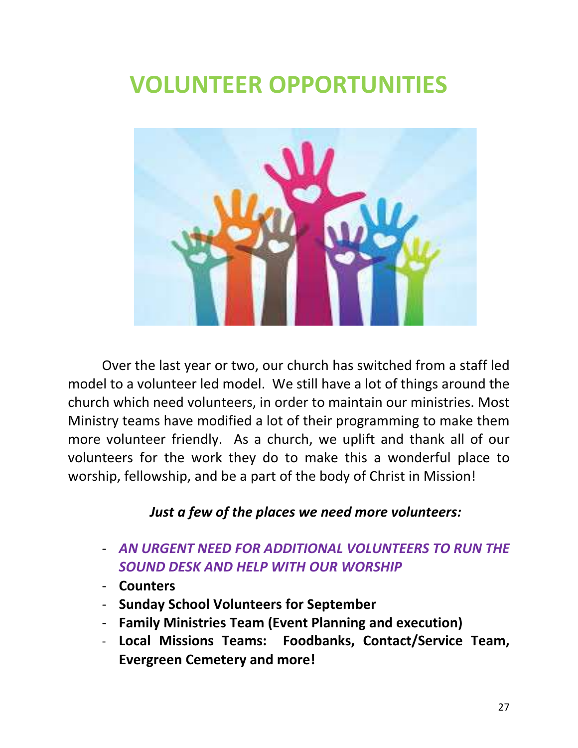# VOLUNTEER OPPORTUNITIES

Over the last year or two, our church has switched from a staff led model to a volunteer led model. We still have a lot of things around the church which need volunteers, in order to maintain our ministries. Most Ministry teams have modified a lot of their programming to make them more volunteer friendly. As a church, we uplift and thank all of our volunteers for the work they do to make this a wonderful place to worship, fellowship, and be a part of the body of Christ in Mission!

***Just a few of the places we need more volunteers:***

- ***AN URGENT NEED FOR ADDITIONAL VOLUNTEERS TO RUN THE SOUND DESK AND HELP WITH OUR WORSHIP***
- **Counters**
- **Sunday School Volunteers for September**
- **Family Ministries Team (Event Planning and execution)**
- **Local Missions Teams: Foodbanks, Contact/Service Team, Evergreen Cemetery and more!**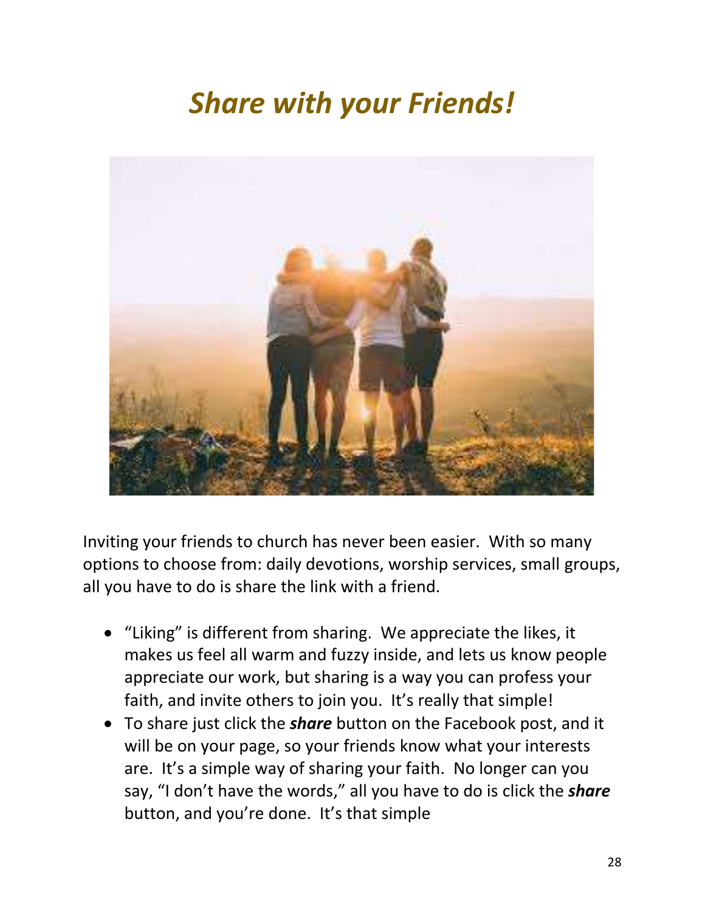# *Share with your Friends!*

Inviting your friends to church has never been easier. With so many options to choose from: daily devotions, worship services, small groups, all you have to do is share the link with a friend.

- "Liking" is different from sharing. We appreciate the likes, it makes us feel all warm and fuzzy inside, and lets us know people appreciate our work, but sharing is a way you can profess your faith, and invite others to join you. It's really that simple!
- To share just click the ***share*** button on the Facebook post, and it will be on your page, so your friends know what your interests are. It's a simple way of sharing your faith. No longer can you say, "I don't have the words," all you have to do is click the ***share*** button, and you're done. It's that simple